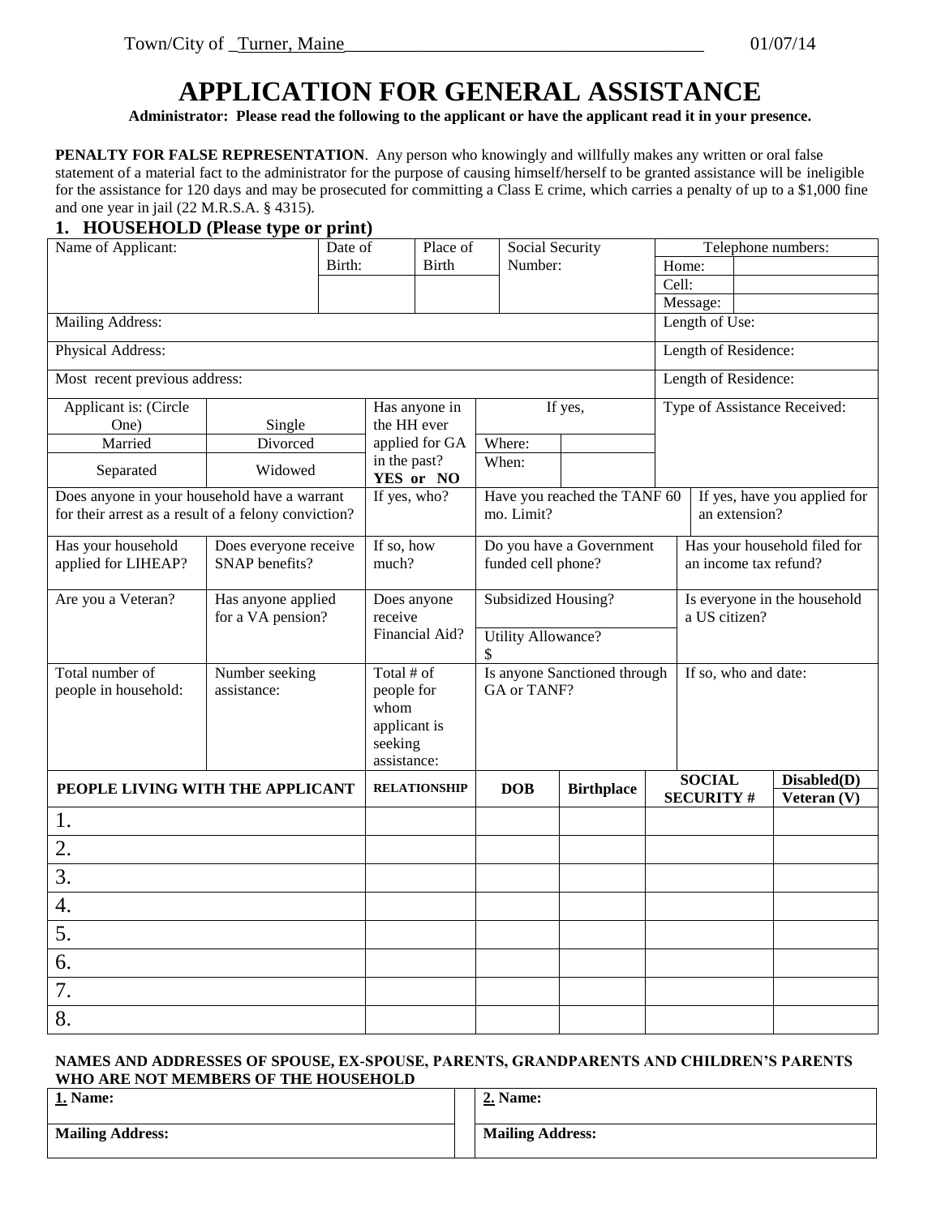Town/City of _Turner, Maine_______________________________________ 01/07/14

# APPLICATION FOR GENERAL ASSISTANCE

**Administrator: Please read the following to the applicant or have the applicant read it in your presence.**

**PENALTY FOR FALSE REPRESENTATION**. Any person who knowingly and willfully makes any written or oral false statement of a material fact to the administrator for the purpose of causing himself/herself to be granted assistance will be ineligible for the assistance for 120 days and may be prosecuted for committing a Class E crime, which carries a penalty of up to a $1,000 fine and one year in jail (22 M.R.S.A. § 4315).

## 1. HOUSEHOLD (Please type or print)

| Name of Applicant: | Date of Birth: | Place of Birth | Social Security Number: | Telephone numbers: |
|---|---|---|---|---|
| | | | | Home: |
| | | | | Cell: |
| | | | | Message: |

| Mailing Address: | Length of Use: |
|---|---|
| Physical Address: | Length of Residence: |
| Most recent previous address: | Length of Residence: |

| Applicant is: (Circle One) | Single | Has anyone in the HH ever applied for GA in the past? **YES or NO** | If yes, | Type of Assistance Received: |
|---|---|---|---|---|
| Married | Divorced | | Where: | |
| Separated | Widowed | | When: | |

| Does anyone in your household have a warrant for their arrest as a result of a felony conviction? | If yes, who? | Have you reached the TANF 60 mo. Limit? | If yes, have you applied for an extension? |
|---|---|---|---|

| Has your household applied for LIHEAP? | Does everyone receive SNAP benefits? | If so, how much? | Do you have a Government funded cell phone? | Has your household filed for an income tax refund? |
|---|---|---|---|---|
| Are you a Veteran? | Has anyone applied for a VA pension? | Does anyone receive Financial Aid? | Subsidized Housing? / Utility Allowance? $ | Is everyone in the household a US citizen? |
| Total number of people in household: | Number seeking assistance: | Total # of people for whom applicant is seeking assistance: | Is anyone Sanctioned through GA or TANF? | If so, who and date: |

| PEOPLE LIVING WITH THE APPLICANT | RELATIONSHIP | DOB | Birthplace | SOCIAL SECURITY # | Disabled(D) Veteran (V) |
|---|---|---|---|---|---|
| 1. | | | | | |
| 2. | | | | | |
| 3. | | | | | |
| 4. | | | | | |
| 5. | | | | | |
| 6. | | | | | |
| 7. | | | | | |
| 8. | | | | | |

**NAMES AND ADDRESSES OF SPOUSE, EX-SPOUSE, PARENTS, GRANDPARENTS AND CHILDREN'S PARENTS WHO ARE NOT MEMBERS OF THE HOUSEHOLD**

| **1. Name:** | **2. Name:** |
|---|---|
| **Mailing Address:** | **Mailing Address:** |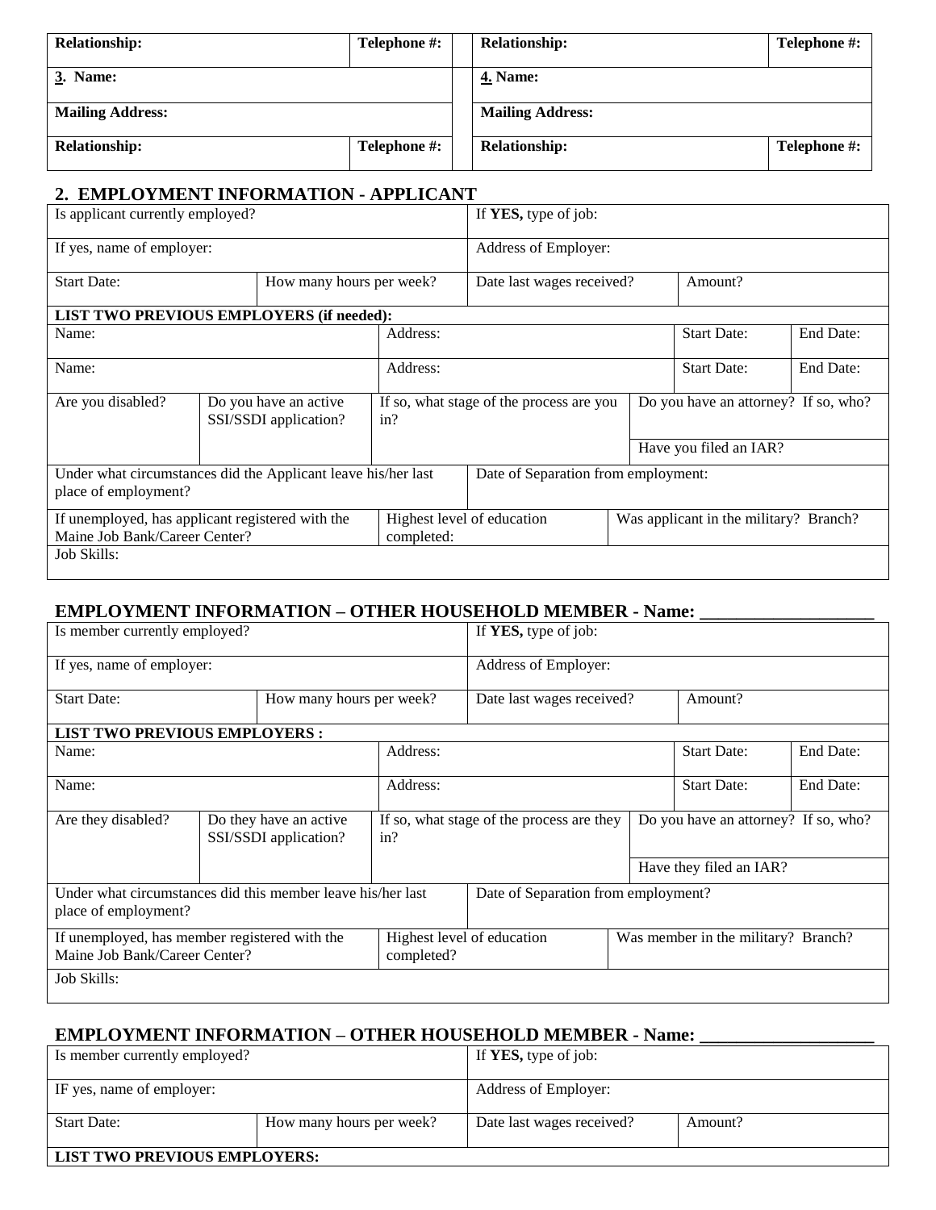| Relationship: | Telephone #: | | Relationship: | Telephone #: |
|---|---|---|---|---|
| **3. Name:** | | | **4. Name:** | |
| **Mailing Address:** | | | **Mailing Address:** | |
| **Relationship:** | **Telephone #:** | | **Relationship:** | **Telephone #:** |

## 2. EMPLOYMENT INFORMATION - APPLICANT

| Is applicant currently employed? | | If **YES,** type of job: | |
|---|---|---|---|
| If yes, name of employer: | | Address of Employer: | |
| Start Date: | How many hours per week? | Date last wages received? | Amount? |

| **LIST TWO PREVIOUS EMPLOYERS (if needed):** | | | |
|---|---|---|---|
| Name: | Address: | Start Date: | End Date: |
| Name: | Address: | Start Date: | End Date: |

| Are you disabled? | Do you have an active SSI/SSDI application? | If so, what stage of the process are you in? | Do you have an attorney? If so, who? |
|---|---|---|---|
| | | | Have you filed an IAR? |

| Under what circumstances did the Applicant leave his/her last place of employment? | | Date of Separation from employment: |
|---|---|---|
| If unemployed, has applicant registered with the Maine Job Bank/Career Center? | Highest level of education completed: | Was applicant in the military? Branch? |
| Job Skills: | | |

## EMPLOYMENT INFORMATION – OTHER HOUSEHOLD MEMBER - Name: ___________________

| Is member currently employed? | | If **YES,** type of job: | |
|---|---|---|---|
| If yes, name of employer: | | Address of Employer: | |
| Start Date: | How many hours per week? | Date last wages received? | Amount? |

| **LIST TWO PREVIOUS EMPLOYERS :** | | | |
|---|---|---|---|
| Name: | Address: | Start Date: | End Date: |
| Name: | Address: | Start Date: | End Date: |

| Are they disabled? | Do they have an active SSI/SSDI application? | If so, what stage of the process are they in? | Do you have an attorney? If so, who? |
|---|---|---|---|
| | | | Have they filed an IAR? |

| Under what circumstances did this member leave his/her last place of employment? | | Date of Separation from employment? |
|---|---|---|
| If unemployed, has member registered with the Maine Job Bank/Career Center? | Highest level of education completed? | Was member in the military? Branch? |
| Job Skills: | | |

## EMPLOYMENT INFORMATION – OTHER HOUSEHOLD MEMBER - Name: ___________________

| Is member currently employed? | | If **YES,** type of job: | |
|---|---|---|---|
| IF yes, name of employer: | | Address of Employer: | |
| Start Date: | How many hours per week? | Date last wages received? | Amount? |
| **LIST TWO PREVIOUS EMPLOYERS:** | | | |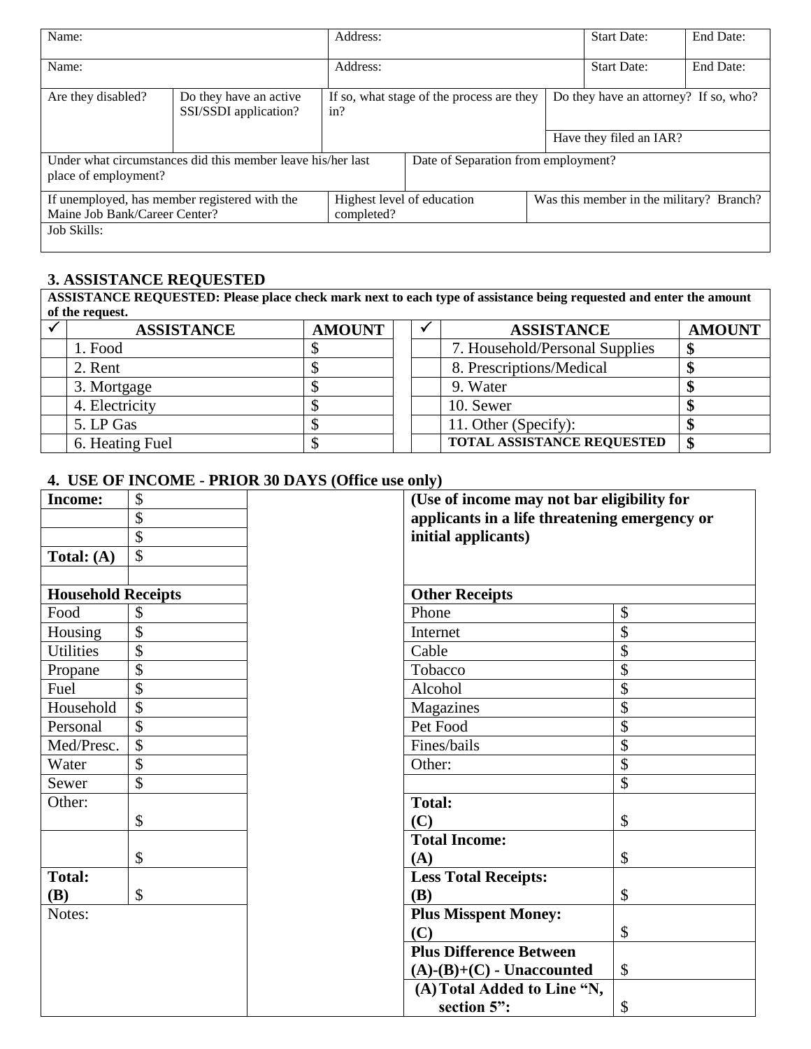| Name: | | Address: | Start Date: | End Date: |
|---|---|---|---|---|
| Name: | | Address: | Start Date: | End Date: |

| Are they disabled? | Do they have an active SSI/SSDI application? | If so, what stage of the process are they in? | Do they have an attorney? If so, who? |
|---|---|---|---|
| | | | Have they filed an IAR? |

| Under what circumstances did this member leave his/her last place of employment? | Date of Separation from employment? |
|---|---|

| If unemployed, has member registered with the Maine Job Bank/Career Center? | Highest level of education completed? | Was this member in the military? Branch? |
|---|---|---|
| Job Skills: | | |

### 3. ASSISTANCE REQUESTED

**ASSISTANCE REQUESTED: Please place check mark next to each type of assistance being requested and enter the amount of the request.**

| ✓ | ASSISTANCE | AMOUNT | ✓ | ASSISTANCE | AMOUNT |
|---|---|---|---|---|---|
| | 1. Food | $ | | 7. Household/Personal Supplies | **$** |
| | 2. Rent | $ | | 8. Prescriptions/Medical | **$** |
| | 3. Mortgage | $ | | 9. Water | **$** |
| | 4. Electricity | $ | | 10. Sewer | **$** |
| | 5. LP Gas | $ | | 11. Other (Specify): | **$** |
| | 6. Heating Fuel | $ | | **TOTAL ASSISTANCE REQUESTED** | **$** |

### 4. USE OF INCOME - PRIOR 30 DAYS (Office use only)

| **Income:** | $ |
|---|---|
| | $ |
| | $ |
| **Total: (A)** | $ |
| | |
| **Household Receipts** | |
| Food | $ |
| Housing | $ |
| Utilities | $ |
| Propane | $ |
| Fuel | $ |
| Household | $ |
| Personal | $ |
| Med/Presc. | $ |
| Water | $ |
| Sewer | $ |
| Other: | $ |
| | $ |
| **Total: (B)** | $ |
| Notes: | |

**(Use of income may not bar eligibility for applicants in a life threatening emergency or initial applicants)**

| **Other Receipts** | |
|---|---|
| Phone | $ |
| Internet | $ |
| Cable | $ |
| Tobacco | $ |
| Alcohol | $ |
| Magazines | $ |
| Pet Food | $ |
| Fines/bails | $ |
| Other: | $ |
| | $ |
| **Total: (C)** | $ |
| **Total Income: (A)** | $ |
| **Less Total Receipts: (B)** | $ |
| **Plus Misspent Money: (C)** | $ |
| **Plus Difference Between (A)-(B)+(C) - Unaccounted** | $ |
| **(A) Total Added to Line "N, section 5":** | $ |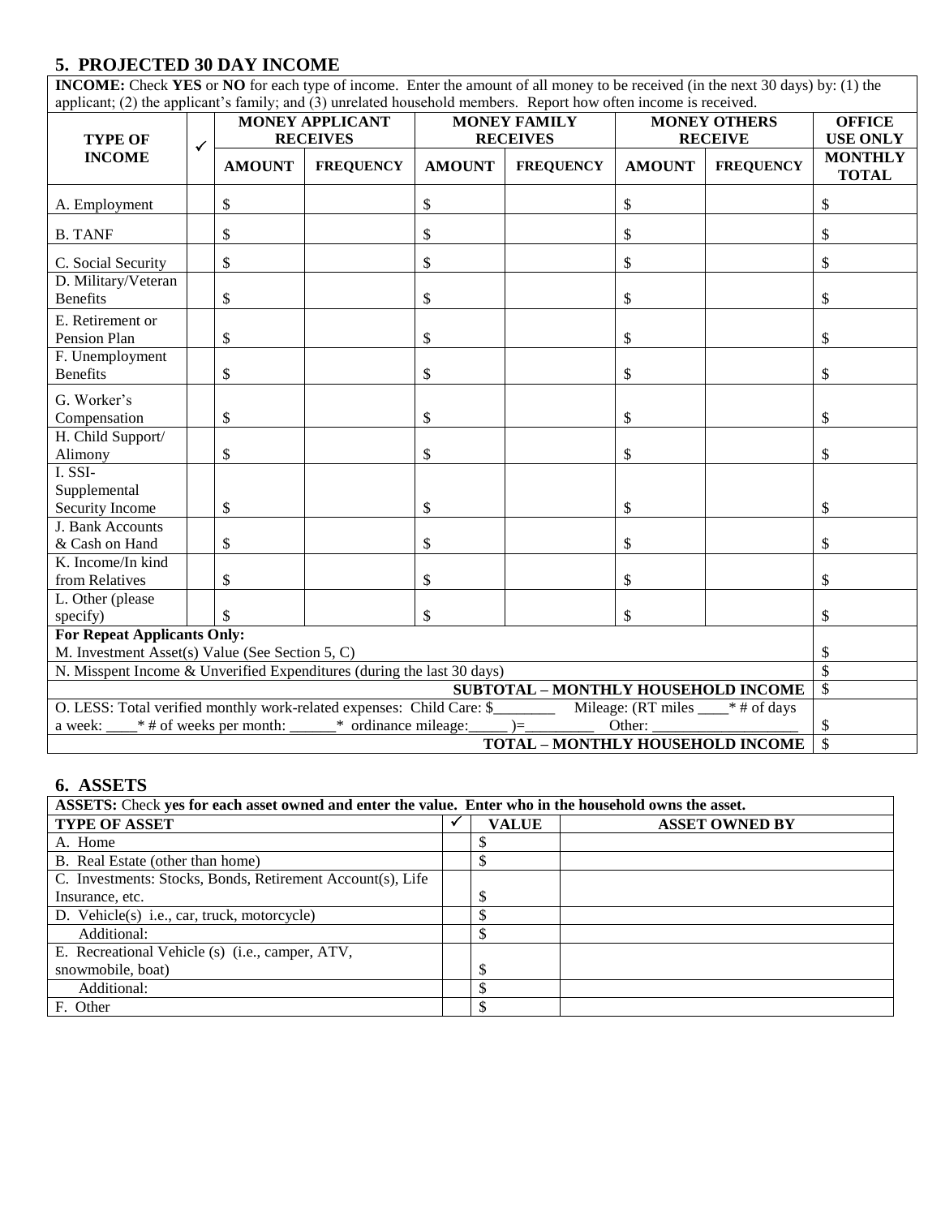## 5. PROJECTED 30 DAY INCOME

**INCOME:** Check **YES** or **NO** for each type of income. Enter the amount of all money to be received (in the next 30 days) by: (1) the applicant; (2) the applicant's family; and (3) unrelated household members. Report how often income is received.

| TYPE OF INCOME | ✓ | MONEY APPLICANT RECEIVES | | MONEY FAMILY RECEIVES | | MONEY OTHERS RECEIVE | | OFFICE USE ONLY |
|---|---|---|---|---|---|---|---|---|
| | | AMOUNT | FREQUENCY | AMOUNT | FREQUENCY | AMOUNT | FREQUENCY | MONTHLY TOTAL |
| A. Employment | | $ | | $ | | $ | | $ |
| B. TANF | | $ | | $ | | $ | | $ |
| C. Social Security | | $ | | $ | | $ | | $ |
| D. Military/Veteran Benefits | | $ | | $ | | $ | | $ |
| E. Retirement or Pension Plan | | $ | | $ | | $ | | $ |
| F. Unemployment Benefits | | $ | | $ | | $ | | $ |
| G. Worker's Compensation | | $ | | $ | | $ | | $ |
| H. Child Support/ Alimony | | $ | | $ | | $ | | $ |
| I. SSI-Supplemental Security Income | | $ | | $ | | $ | | $ |
| J. Bank Accounts & Cash on Hand | | $ | | $ | | $ | | $ |
| K. Income/In kind from Relatives | | $ | | $ | | $ | | $ |
| L. Other (please specify) | | $ | | $ | | $ | | $ |
| **For Repeat Applicants Only:** | | | | | | | | |
| M. Investment Asset(s) Value (See Section 5, C) | | | | | | | | $ |
| N. Misspent Income & Unverified Expenditures (during the last 30 days) | | | | | | | | $ |
| | | | | | | | **SUBTOTAL – MONTHLY HOUSEHOLD INCOME** | $ |
| O. LESS: Total verified monthly work-related expenses: Child Care: $________ Mileage: (RT miles ____* # of days a week: ____* # of weeks per month: ______* ordinance mileage:_____ )=_________ Other: ___________________ | | | | | | | | $ |
| | | | | | | | **TOTAL – MONTHLY HOUSEHOLD INCOME** | $ |

## 6. ASSETS

**ASSETS:** Check **yes for each asset owned and enter the value. Enter who in the household owns the asset.**

| TYPE OF ASSET | ✓ | VALUE | ASSET OWNED BY |
|---|---|---|---|
| A. Home | | $ | |
| B. Real Estate (other than home) | | $ | |
| C. Investments: Stocks, Bonds, Retirement Account(s), Life Insurance, etc. | | $ | |
| D. Vehicle(s) i.e., car, truck, motorcycle) | | $ | |
| Additional: | | $ | |
| E. Recreational Vehicle (s) (i.e., camper, ATV, snowmobile, boat) | | $ | |
| Additional: | | $ | |
| F. Other | | $ | |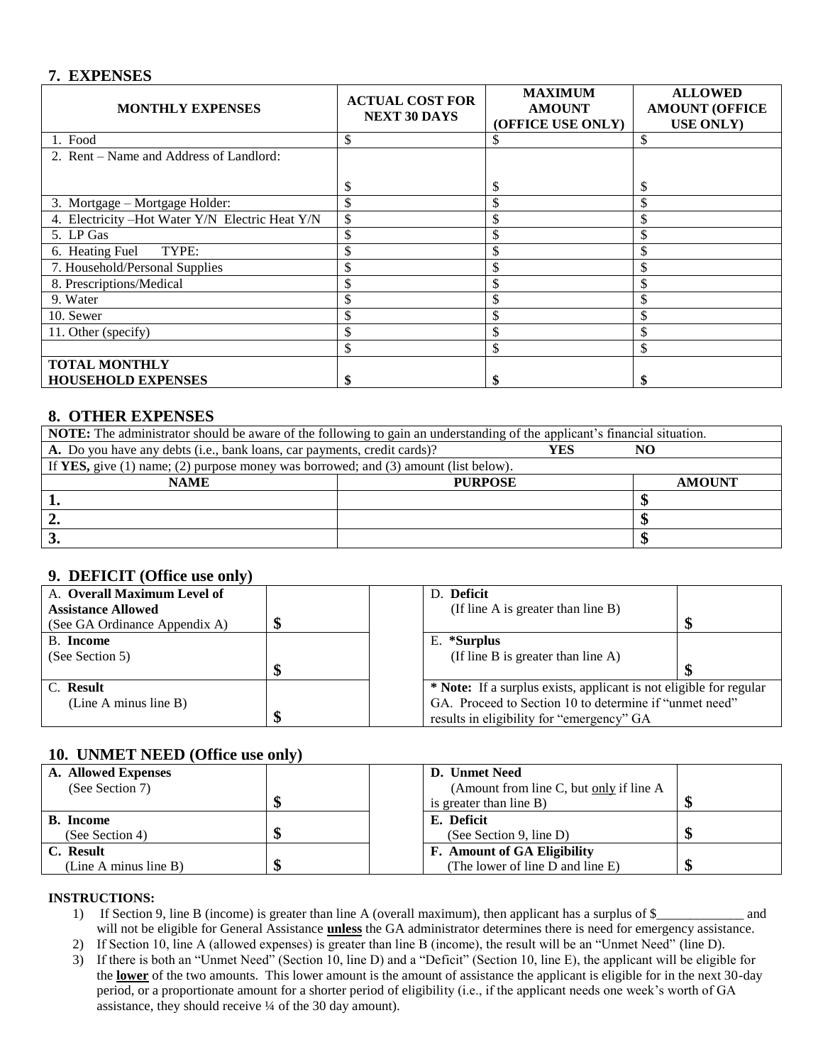## 7. EXPENSES

| MONTHLY EXPENSES | ACTUAL COST FOR NEXT 30 DAYS | MAXIMUM AMOUNT (OFFICE USE ONLY) | ALLOWED AMOUNT (OFFICE USE ONLY) |
|---|---|---|---|
| 1. Food | $ | $ | $ |
| 2. Rent – Name and Address of Landlord: | $ | $ | $ |
| 3. Mortgage – Mortgage Holder: | $ | $ | $ |
| 4. Electricity –Hot Water Y/N Electric Heat Y/N | $ | $ | $ |
| 5. LP Gas | $ | $ | $ |
| 6. Heating Fuel TYPE: | $ | $ | $ |
| 7. Household/Personal Supplies | $ | $ | $ |
| 8. Prescriptions/Medical | $ | $ | $ |
| 9. Water | $ | $ | $ |
| 10. Sewer | $ | $ | $ |
| 11. Other (specify) | $ | $ | $ |
| | $ | $ | $ |
| **TOTAL MONTHLY HOUSEHOLD EXPENSES** | **$** | **$** | **$** |

## 8. OTHER EXPENSES

**NOTE:** The administrator should be aware of the following to gain an understanding of the applicant's financial situation.

**A.** Do you have any debts (i.e., bank loans, car payments, credit cards)? **YES** **NO**

If **YES,** give (1) name; (2) purpose money was borrowed; and (3) amount (list below).

| NAME | PURPOSE | AMOUNT |
|---|---|---|
| **1.** | | **$** |
| **2.** | | **$** |
| **3.** | | **$** |

## 9. DEFICIT (Office use only)

| | |
|---|---|
| A. **Overall Maximum Level of Assistance Allowed** (See GA Ordinance Appendix A) | **$** |
| B. **Income** (See Section 5) | **$** |
| C. **Result** (Line A minus line B) | **$** |

| | |
|---|---|
| D. **Deficit** (If line A is greater than line B) | **$** |
| E. **\*Surplus** (If line B is greater than line A) | **$** |

**\* Note:** If a surplus exists, applicant is not eligible for regular GA. Proceed to Section 10 to determine if "unmet need" results in eligibility for "emergency" GA

## 10. UNMET NEED (Office use only)

| | |
|---|---|
| **A. Allowed Expenses** (See Section 7) | **$** |
| **B. Income** (See Section 4) | **$** |
| **C. Result** (Line A minus line B) | **$** |

| | |
|---|---|
| **D. Unmet Need** (Amount from line C, but <u>only</u> if line A is greater than line B) | **$** |
| **E. Deficit** (See Section 9, line D) | **$** |
| **F. Amount of GA Eligibility** (The lower of line D and line E) | **$** |

**INSTRUCTIONS:**

1) If Section 9, line B (income) is greater than line A (overall maximum), then applicant has a surplus of $_____________ and will not be eligible for General Assistance **<u>unless</u>** the GA administrator determines there is need for emergency assistance.
2) If Section 10, line A (allowed expenses) is greater than line B (income), the result will be an "Unmet Need" (line D).
3) If there is both an "Unmet Need" (Section 10, line D) and a "Deficit" (Section 10, line E), the applicant will be eligible for the **<u>lower</u>** of the two amounts. This lower amount is the amount of assistance the applicant is eligible for in the next 30-day period, or a proportionate amount for a shorter period of eligibility (i.e., if the applicant needs one week's worth of GA assistance, they should receive ¼ of the 30 day amount).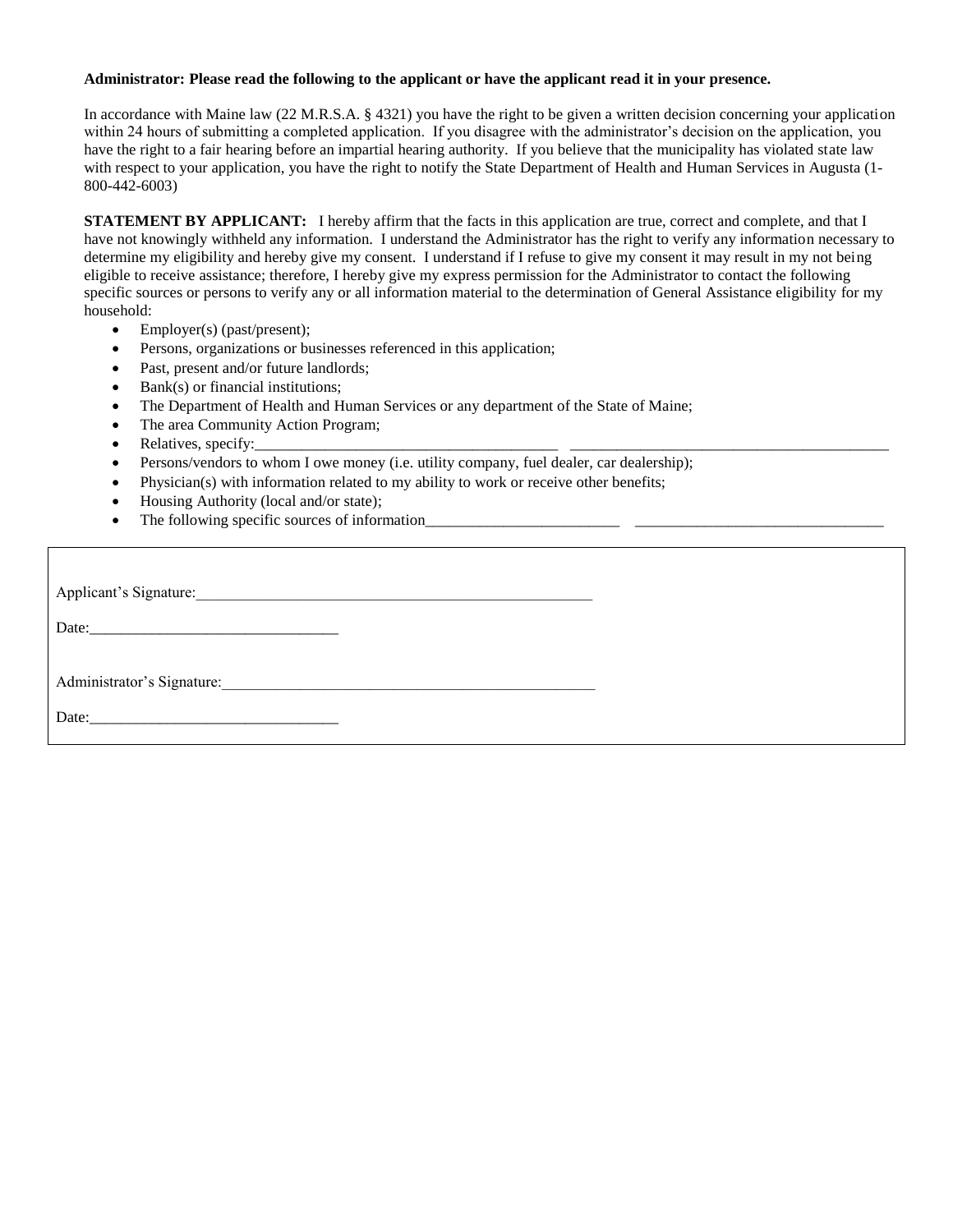**Administrator: Please read the following to the applicant or have the applicant read it in your presence.**

In accordance with Maine law (22 M.R.S.A. § 4321) you have the right to be given a written decision concerning your application within 24 hours of submitting a completed application. If you disagree with the administrator's decision on the application, you have the right to a fair hearing before an impartial hearing authority. If you believe that the municipality has violated state law with respect to your application, you have the right to notify the State Department of Health and Human Services in Augusta (1-800-442-6003)

**STATEMENT BY APPLICANT:** I hereby affirm that the facts in this application are true, correct and complete, and that I have not knowingly withheld any information. I understand the Administrator has the right to verify any information necessary to determine my eligibility and hereby give my consent. I understand if I refuse to give my consent it may result in my not being eligible to receive assistance; therefore, I hereby give my express permission for the Administrator to contact the following specific sources or persons to verify any or all information material to the determination of General Assistance eligibility for my household:

- Employer(s) (past/present);
- Persons, organizations or businesses referenced in this application;
- Past, present and/or future landlords;
- Bank(s) or financial institutions;
- The Department of Health and Human Services or any department of the State of Maine;
- The area Community Action Program;
- Relatives, specify:________________________________________ __________________________________________
- Persons/vendors to whom I owe money (i.e. utility company, fuel dealer, car dealership);
- Physician(s) with information related to my ability to work or receive other benefits;
- Housing Authority (local and/or state);
- The following specific sources of information_________________________ ________________________________

Applicant's Signature:____________________________________________________

Date:________________________________

Administrator's Signature:__________________________________________________

Date:________________________________